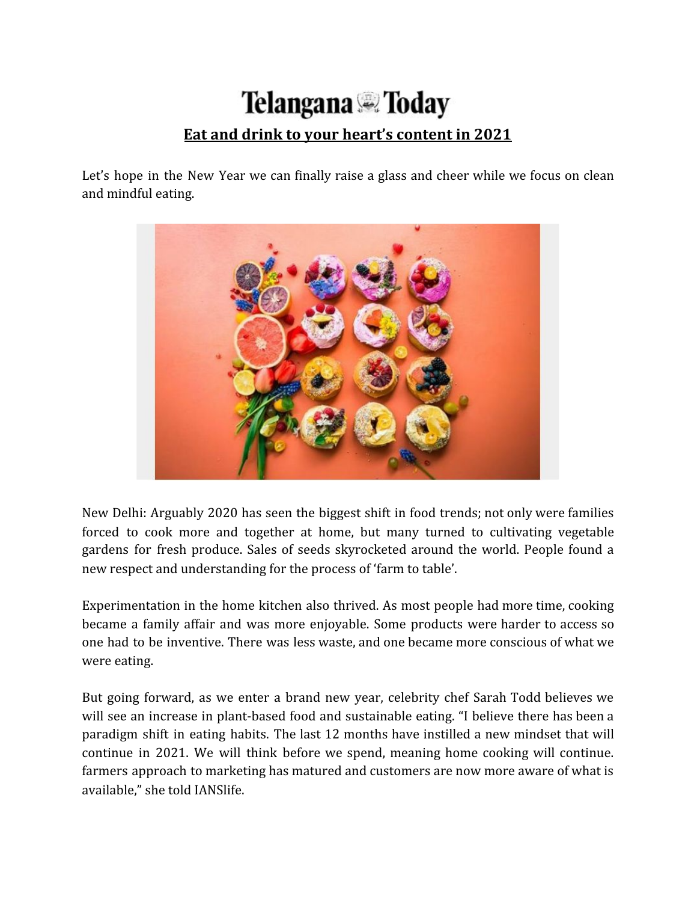# Telangana Today

## Eat and drink to your heart's content in 2021

Let's hope in the New Year we can finally raise a glass and cheer while we focus on clean and mindful eating.

New Delhi: Arguably 2020 has seen the biggest shift in food trends; not only were families forced to cook more and together at home, but many turned to cultivating vegetable gardens for fresh produce. Sales of seeds skyrocketed around the world. People found a new respect and understanding for the process of 'farm to table'.

Experimentation in the home kitchen also thrived. As most people had more time, cooking became a family affair and was more enjoyable. Some products were harder to access so one had to be inventive. There was less waste, and one became more conscious of what we were eating.

But going forward, as we enter a brand new year, celebrity chef Sarah Todd believes we will see an increase in plant-based food and sustainable eating. "I believe there has been a paradigm shift in eating habits. The last 12 months have instilled a new mindset that will continue in 2021. We will think before we spend, meaning home cooking will continue. farmers approach to marketing has matured and customers are now more aware of what is available," she told IANSlife.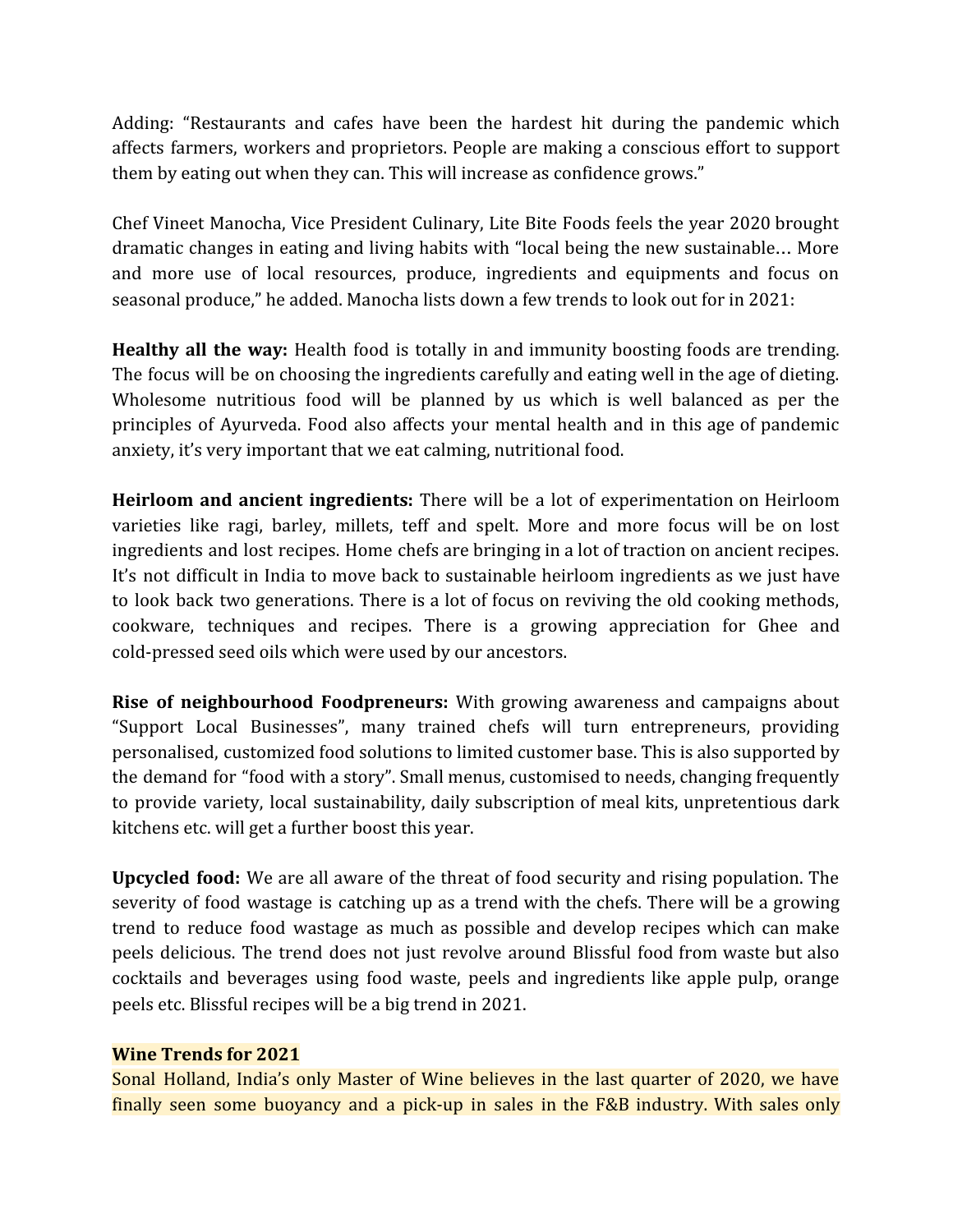Adding: "Restaurants and cafes have been the hardest hit during the pandemic which affects farmers, workers and proprietors. People are making a conscious effort to support them by eating out when they can. This will increase as confidence grows."

Chef Vineet Manocha, Vice President Culinary, Lite Bite Foods feels the year 2020 brought dramatic changes in eating and living habits with "local being the new sustainable… More and more use of local resources, produce, ingredients and equipments and focus on seasonal produce," he added. Manocha lists down a few trends to look out for in 2021:

**Healthy all the way:** Health food is totally in and immunity boosting foods are trending. The focus will be on choosing the ingredients carefully and eating well in the age of dieting. Wholesome nutritious food will be planned by us which is well balanced as per the principles of Ayurveda. Food also affects your mental health and in this age of pandemic anxiety, it's very important that we eat calming, nutritional food.

**Heirloom and ancient ingredients:** There will be a lot of experimentation on Heirloom varieties like ragi, barley, millets, teff and spelt. More and more focus will be on lost ingredients and lost recipes. Home chefs are bringing in a lot of traction on ancient recipes. It's not difficult in India to move back to sustainable heirloom ingredients as we just have to look back two generations. There is a lot of focus on reviving the old cooking methods, cookware, techniques and recipes. There is a growing appreciation for Ghee and cold-pressed seed oils which were used by our ancestors.

**Rise of neighbourhood Foodpreneurs:** With growing awareness and campaigns about "Support Local Businesses", many trained chefs will turn entrepreneurs, providing personalised, customized food solutions to limited customer base. This is also supported by the demand for "food with a story". Small menus, customised to needs, changing frequently to provide variety, local sustainability, daily subscription of meal kits, unpretentious dark kitchens etc. will get a further boost this year.

**Upcycled food:** We are all aware of the threat of food security and rising population. The severity of food wastage is catching up as a trend with the chefs. There will be a growing trend to reduce food wastage as much as possible and develop recipes which can make peels delicious. The trend does not just revolve around Blissful food from waste but also cocktails and beverages using food waste, peels and ingredients like apple pulp, orange peels etc. Blissful recipes will be a big trend in 2021.

**Wine Trends for 2021**

Sonal Holland, India's only Master of Wine believes in the last quarter of 2020, we have finally seen some buoyancy and a pick-up in sales in the F&B industry. With sales only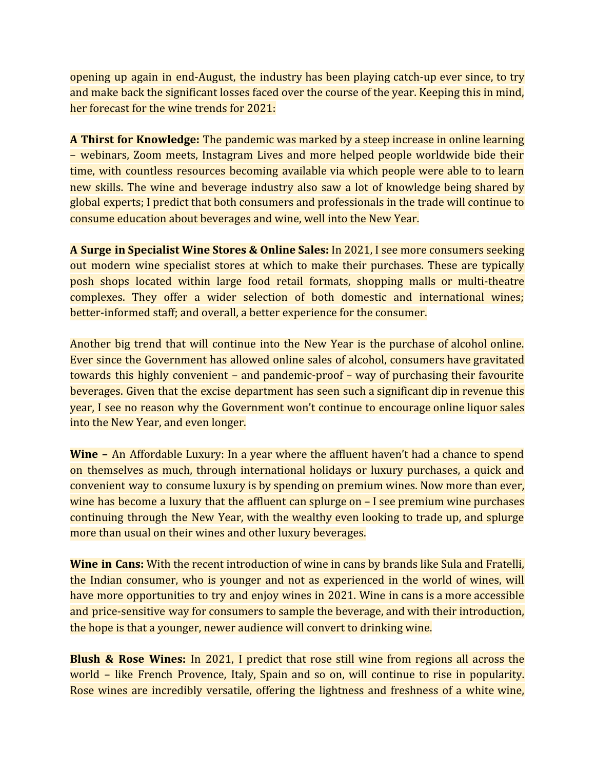opening up again in end-August, the industry has been playing catch-up ever since, to try and make back the significant losses faced over the course of the year. Keeping this in mind, her forecast for the wine trends for 2021:

**A Thirst for Knowledge:** The pandemic was marked by a steep increase in online learning – webinars, Zoom meets, Instagram Lives and more helped people worldwide bide their time, with countless resources becoming available via which people were able to to learn new skills. The wine and beverage industry also saw a lot of knowledge being shared by global experts; I predict that both consumers and professionals in the trade will continue to consume education about beverages and wine, well into the New Year.

**A Surge in Specialist Wine Stores & Online Sales:** In 2021, I see more consumers seeking out modern wine specialist stores at which to make their purchases. These are typically posh shops located within large food retail formats, shopping malls or multi-theatre complexes. They offer a wider selection of both domestic and international wines; better-informed staff; and overall, a better experience for the consumer.

Another big trend that will continue into the New Year is the purchase of alcohol online. Ever since the Government has allowed online sales of alcohol, consumers have gravitated towards this highly convenient – and pandemic-proof – way of purchasing their favourite beverages. Given that the excise department has seen such a significant dip in revenue this year, I see no reason why the Government won't continue to encourage online liquor sales into the New Year, and even longer.

**Wine –** An Affordable Luxury: In a year where the affluent haven't had a chance to spend on themselves as much, through international holidays or luxury purchases, a quick and convenient way to consume luxury is by spending on premium wines. Now more than ever, wine has become a luxury that the affluent can splurge on – I see premium wine purchases continuing through the New Year, with the wealthy even looking to trade up, and splurge more than usual on their wines and other luxury beverages.

**Wine in Cans:** With the recent introduction of wine in cans by brands like Sula and Fratelli, the Indian consumer, who is younger and not as experienced in the world of wines, will have more opportunities to try and enjoy wines in 2021. Wine in cans is a more accessible and price-sensitive way for consumers to sample the beverage, and with their introduction, the hope is that a younger, newer audience will convert to drinking wine.

**Blush & Rose Wines:** In 2021, I predict that rose still wine from regions all across the world – like French Provence, Italy, Spain and so on, will continue to rise in popularity. Rose wines are incredibly versatile, offering the lightness and freshness of a white wine,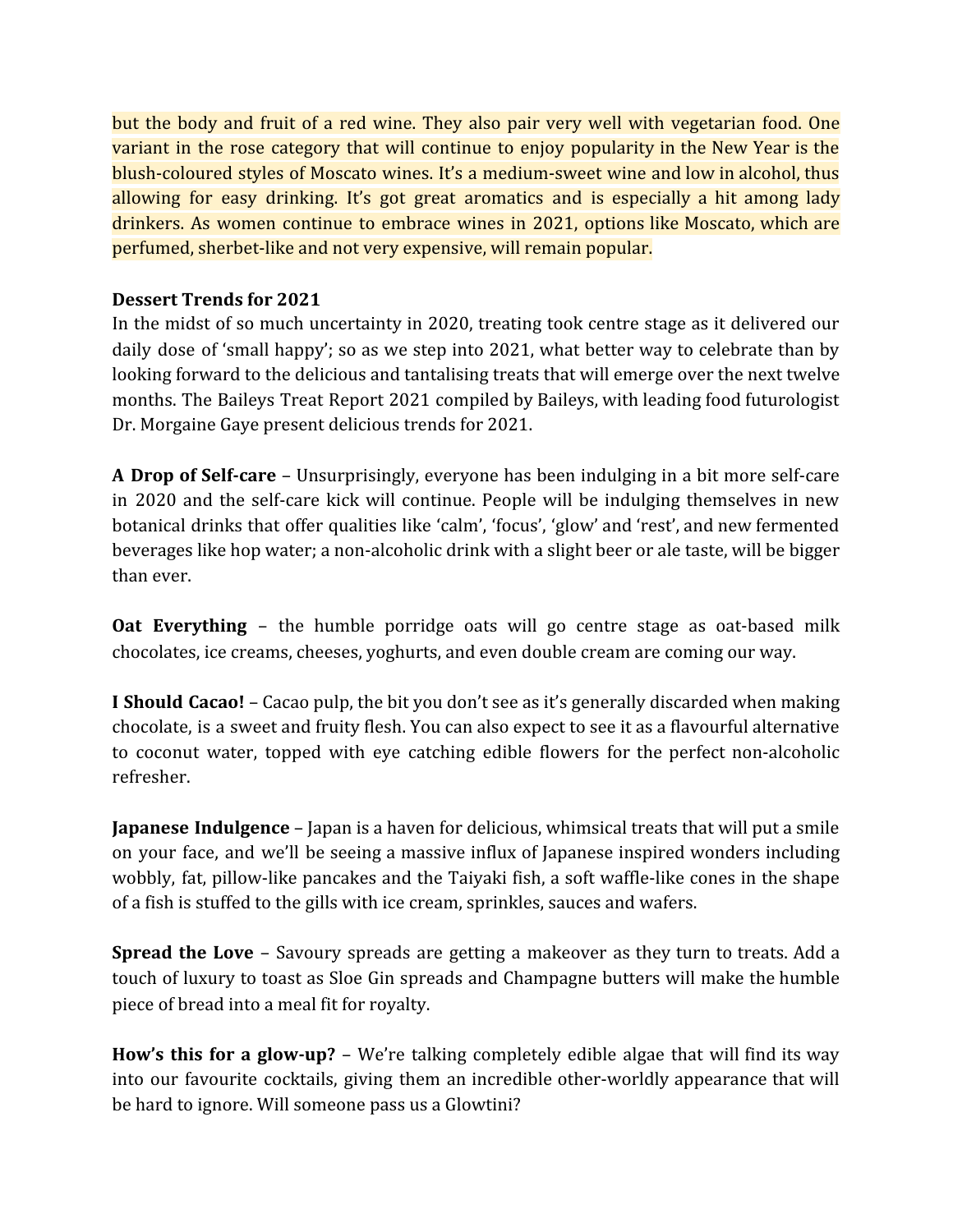but the body and fruit of a red wine. They also pair very well with vegetarian food. One variant in the rose category that will continue to enjoy popularity in the New Year is the blush-coloured styles of Moscato wines. It's a medium-sweet wine and low in alcohol, thus allowing for easy drinking. It's got great aromatics and is especially a hit among lady drinkers. As women continue to embrace wines in 2021, options like Moscato, which are perfumed, sherbet-like and not very expensive, will remain popular.

**Dessert Trends for 2021**

In the midst of so much uncertainty in 2020, treating took centre stage as it delivered our daily dose of 'small happy'; so as we step into 2021, what better way to celebrate than by looking forward to the delicious and tantalising treats that will emerge over the next twelve months. The Baileys Treat Report 2021 compiled by Baileys, with leading food futurologist Dr. Morgaine Gaye present delicious trends for 2021.

**A Drop of Self-care** – Unsurprisingly, everyone has been indulging in a bit more self-care in 2020 and the self-care kick will continue. People will be indulging themselves in new botanical drinks that offer qualities like 'calm', 'focus', 'glow' and 'rest', and new fermented beverages like hop water; a non-alcoholic drink with a slight beer or ale taste, will be bigger than ever.

**Oat Everything** – the humble porridge oats will go centre stage as oat-based milk chocolates, ice creams, cheeses, yoghurts, and even double cream are coming our way.

**I Should Cacao!** – Cacao pulp, the bit you don't see as it's generally discarded when making chocolate, is a sweet and fruity flesh. You can also expect to see it as a flavourful alternative to coconut water, topped with eye catching edible flowers for the perfect non-alcoholic refresher.

**Japanese Indulgence** – Japan is a haven for delicious, whimsical treats that will put a smile on your face, and we'll be seeing a massive influx of Japanese inspired wonders including wobbly, fat, pillow-like pancakes and the Taiyaki fish, a soft waffle-like cones in the shape of a fish is stuffed to the gills with ice cream, sprinkles, sauces and wafers.

**Spread the Love** – Savoury spreads are getting a makeover as they turn to treats. Add a touch of luxury to toast as Sloe Gin spreads and Champagne butters will make the humble piece of bread into a meal fit for royalty.

**How's this for a glow-up?** – We're talking completely edible algae that will find its way into our favourite cocktails, giving them an incredible other-worldly appearance that will be hard to ignore. Will someone pass us a Glowtini?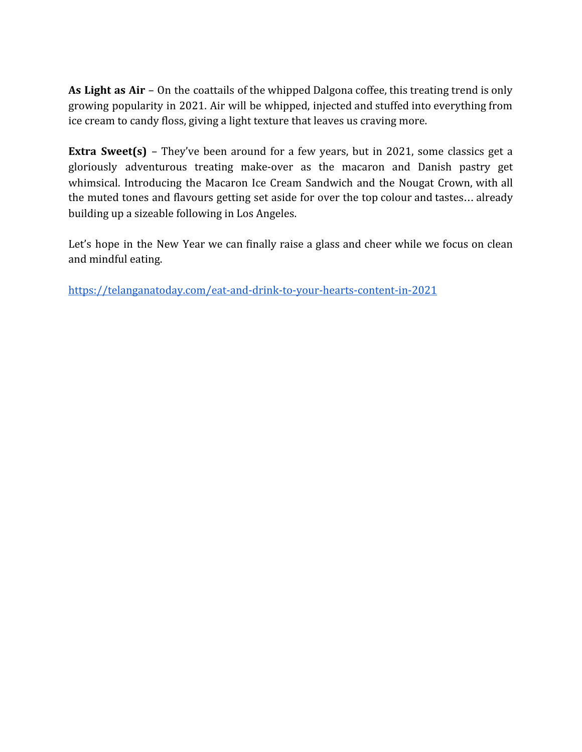**As Light as Air** – On the coattails of the whipped Dalgona coffee, this treating trend is only growing popularity in 2021. Air will be whipped, injected and stuffed into everything from ice cream to candy floss, giving a light texture that leaves us craving more.

**Extra Sweet(s)** – They've been around for a few years, but in 2021, some classics get a gloriously adventurous treating make-over as the macaron and Danish pastry get whimsical. Introducing the Macaron Ice Cream Sandwich and the Nougat Crown, with all the muted tones and flavours getting set aside for over the top colour and tastes… already building up a sizeable following in Los Angeles.

Let's hope in the New Year we can finally raise a glass and cheer while we focus on clean and mindful eating.

https://telanganatoday.com/eat-and-drink-to-your-hearts-content-in-2021